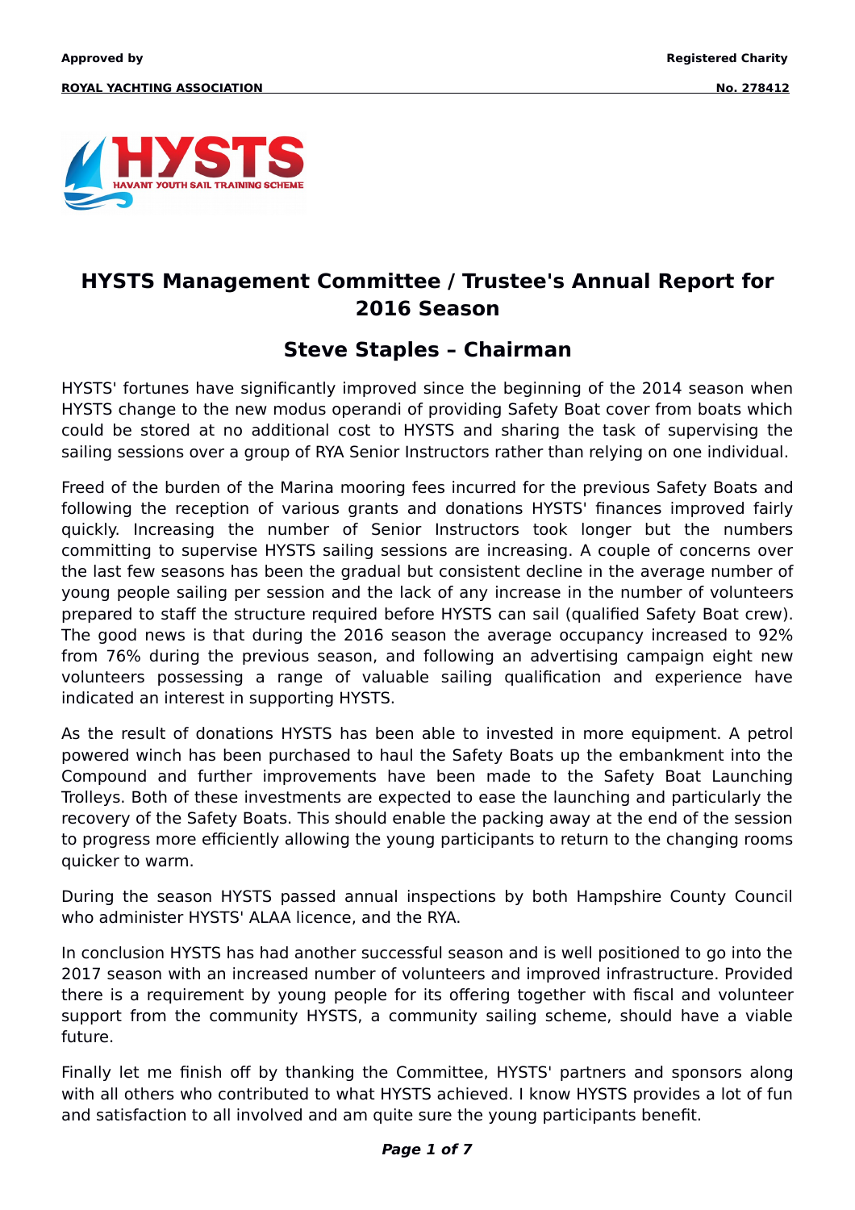Approved by

ROYAL YACHTING ASSOCIATION

Registered Charity

No. 278412

HYSTS
HAVANT YOUTH SAIL TRAINING SCHEME

# HYSTS Management Committee / Trustee's Annual Report for 2016 Season

## Steve Staples – Chairman

HYSTS' fortunes have significantly improved since the beginning of the 2014 season when HYSTS change to the new modus operandi of providing Safety Boat cover from boats which could be stored at no additional cost to HYSTS and sharing the task of supervising the sailing sessions over a group of RYA Senior Instructors rather than relying on one individual.

Freed of the burden of the Marina mooring fees incurred for the previous Safety Boats and following the reception of various grants and donations HYSTS' finances improved fairly quickly. Increasing the number of Senior Instructors took longer but the numbers committing to supervise HYSTS sailing sessions are increasing. A couple of concerns over the last few seasons has been the gradual but consistent decline in the average number of young people sailing per session and the lack of any increase in the number of volunteers prepared to staff the structure required before HYSTS can sail (qualified Safety Boat crew). The good news is that during the 2016 season the average occupancy increased to 92% from 76% during the previous season, and following an advertising campaign eight new volunteers possessing a range of valuable sailing qualification and experience have indicated an interest in supporting HYSTS.

As the result of donations HYSTS has been able to invested in more equipment. A petrol powered winch has been purchased to haul the Safety Boats up the embankment into the Compound and further improvements have been made to the Safety Boat Launching Trolleys. Both of these investments are expected to ease the launching and particularly the recovery of the Safety Boats. This should enable the packing away at the end of the session to progress more efficiently allowing the young participants to return to the changing rooms quicker to warm.

During the season HYSTS passed annual inspections by both Hampshire County Council who administer HYSTS' ALAA licence, and the RYA.

In conclusion HYSTS has had another successful season and is well positioned to go into the 2017 season with an increased number of volunteers and improved infrastructure. Provided there is a requirement by young people for its offering together with fiscal and volunteer support from the community HYSTS, a community sailing scheme, should have a viable future.

Finally let me finish off by thanking the Committee, HYSTS' partners and sponsors along with all others who contributed to what HYSTS achieved. I know HYSTS provides a lot of fun and satisfaction to all involved and am quite sure the young participants benefit.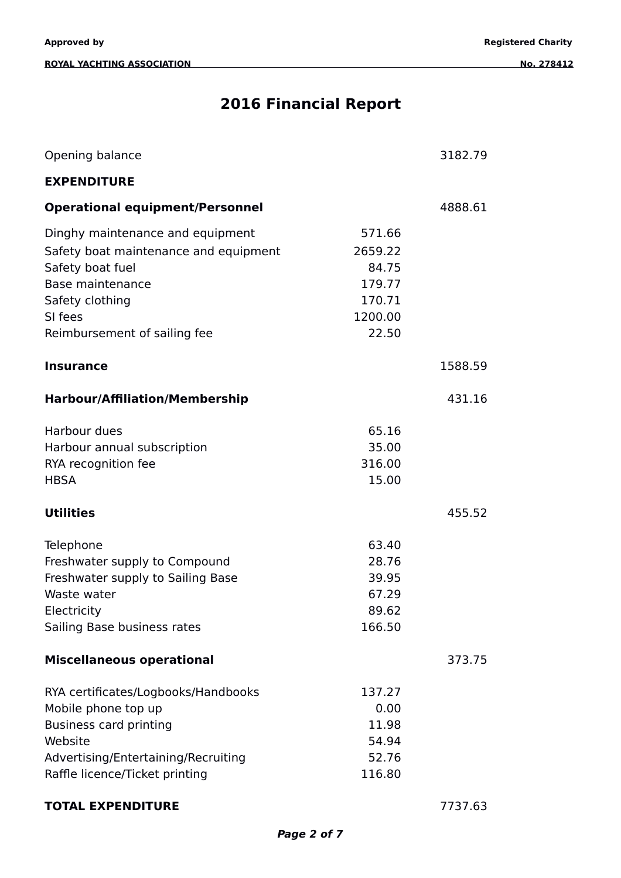# 2016 Financial Report

| | | |
|---|---|---|
| Opening balance | | 3182.79 |
| **EXPENDITURE** | | |
| **Operational equipment/Personnel** | | 4888.61 |
| Dinghy maintenance and equipment | 571.66 | |
| Safety boat maintenance and equipment | 2659.22 | |
| Safety boat fuel | 84.75 | |
| Base maintenance | 179.77 | |
| Safety clothing | 170.71 | |
| SI fees | 1200.00 | |
| Reimbursement of sailing fee | 22.50 | |
| **Insurance** | | 1588.59 |
| **Harbour/Affiliation/Membership** | | 431.16 |
| Harbour dues | 65.16 | |
| Harbour annual subscription | 35.00 | |
| RYA recognition fee | 316.00 | |
| HBSA | 15.00 | |
| **Utilities** | | 455.52 |
| Telephone | 63.40 | |
| Freshwater supply to Compound | 28.76 | |
| Freshwater supply to Sailing Base | 39.95 | |
| Waste water | 67.29 | |
| Electricity | 89.62 | |
| Sailing Base business rates | 166.50 | |
| **Miscellaneous operational** | | 373.75 |
| RYA certificates/Logbooks/Handbooks | 137.27 | |
| Mobile phone top up | 0.00 | |
| Business card printing | 11.98 | |
| Website | 54.94 | |
| Advertising/Entertaining/Recruiting | 52.76 | |
| Raffle licence/Ticket printing | 116.80 | |
| **TOTAL EXPENDITURE** | | 7737.63 |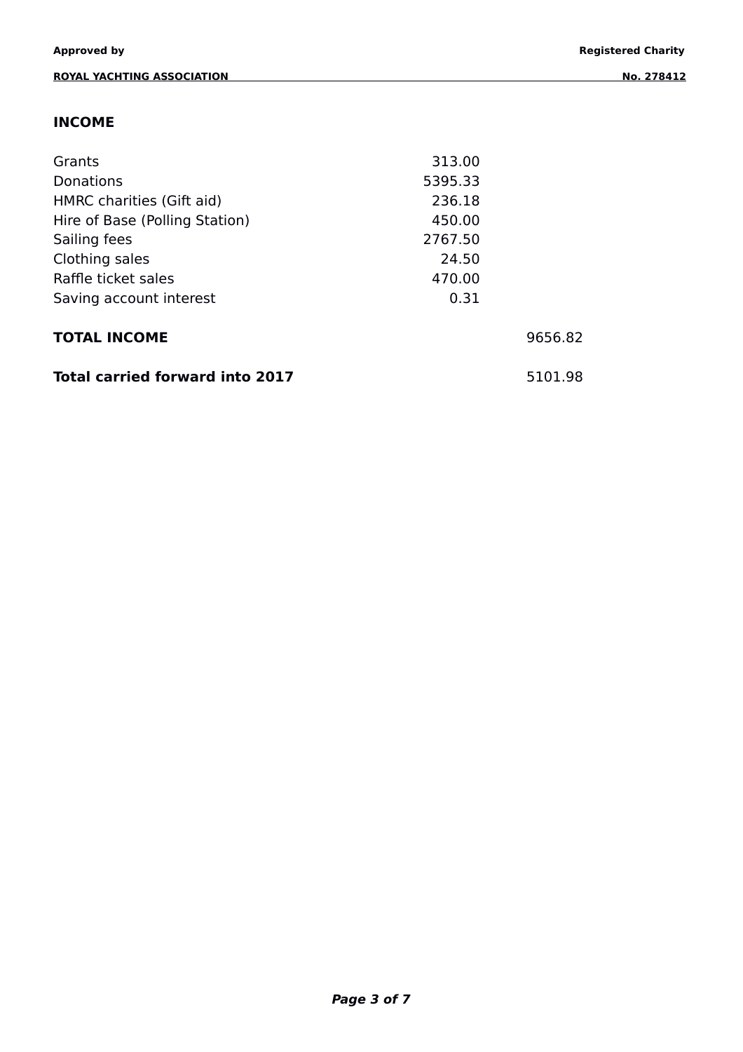## INCOME

| | | |
|---|---|---|
| Grants | 313.00 | |
| Donations | 5395.33 | |
| HMRC charities (Gift aid) | 236.18 | |
| Hire of Base (Polling Station) | 450.00 | |
| Sailing fees | 2767.50 | |
| Clothing sales | 24.50 | |
| Raffle ticket sales | 470.00 | |
| Saving account interest | 0.31 | |
| **TOTAL INCOME** | | 9656.82 |
| **Total carried forward into 2017** | | 5101.98 |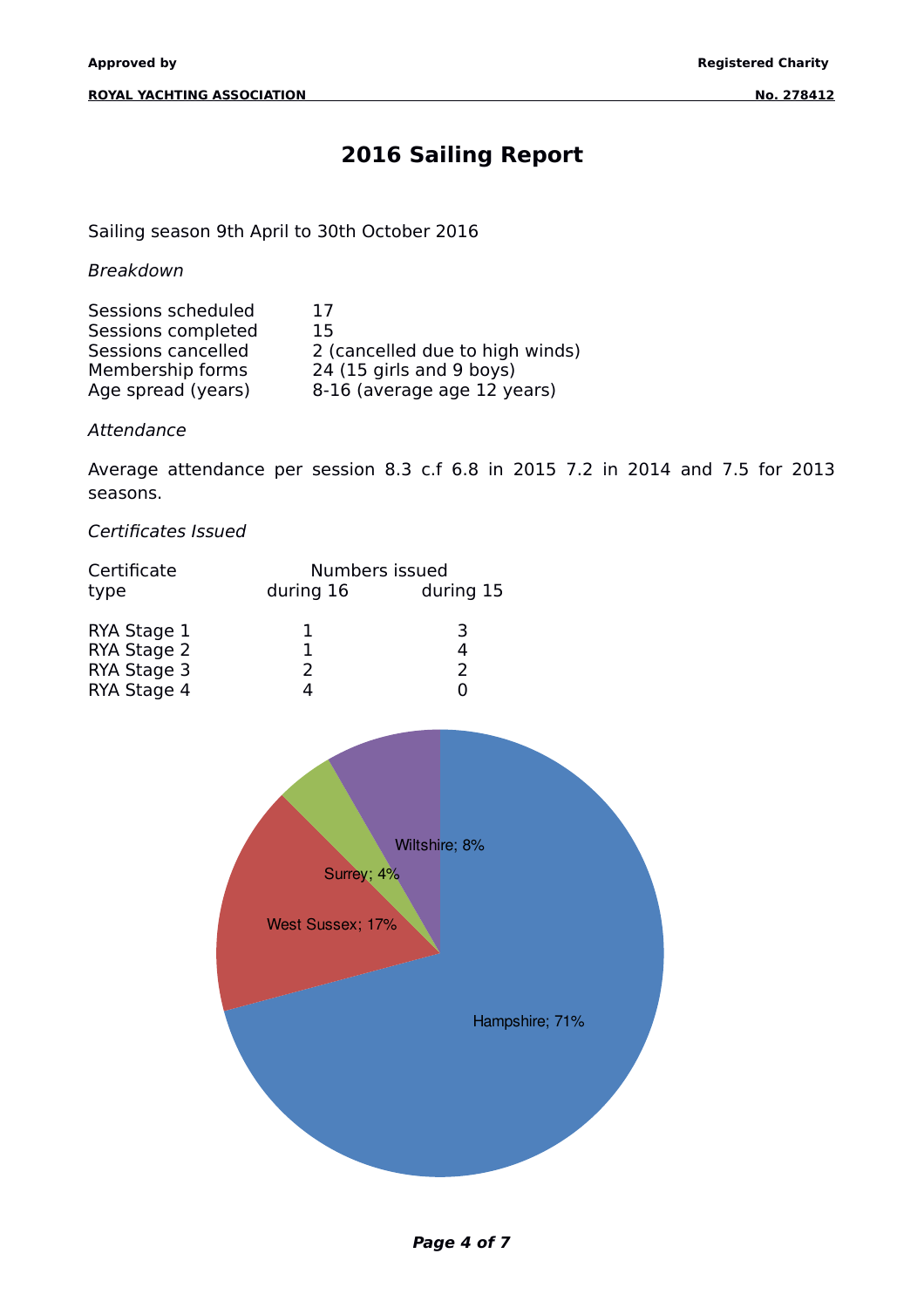# 2016 Sailing Report

Sailing season 9th April to 30th October 2016

*Breakdown*

| | |
|---|---|
| Sessions scheduled | 17 |
| Sessions completed | 15 |
| Sessions cancelled | 2 (cancelled due to high winds) |
| Membership forms | 24 (15 girls and 9 boys) |
| Age spread (years) | 8-16 (average age 12 years) |

*Attendance*

Average attendance per session 8.3 c.f 6.8 in 2015 7.2 in 2014 and 7.5 for 2013 seasons.

*Certificates Issued*

| Certificate type | Numbers issued during 16 | during 15 |
|---|---|---|
| RYA Stage 1 | 1 | 3 |
| RYA Stage 2 | 1 | 4 |
| RYA Stage 3 | 2 | 2 |
| RYA Stage 4 | 4 | 0 |

Hampshire; 71%
West Sussex; 17%
Surrey; 4%
Wiltshire; 8%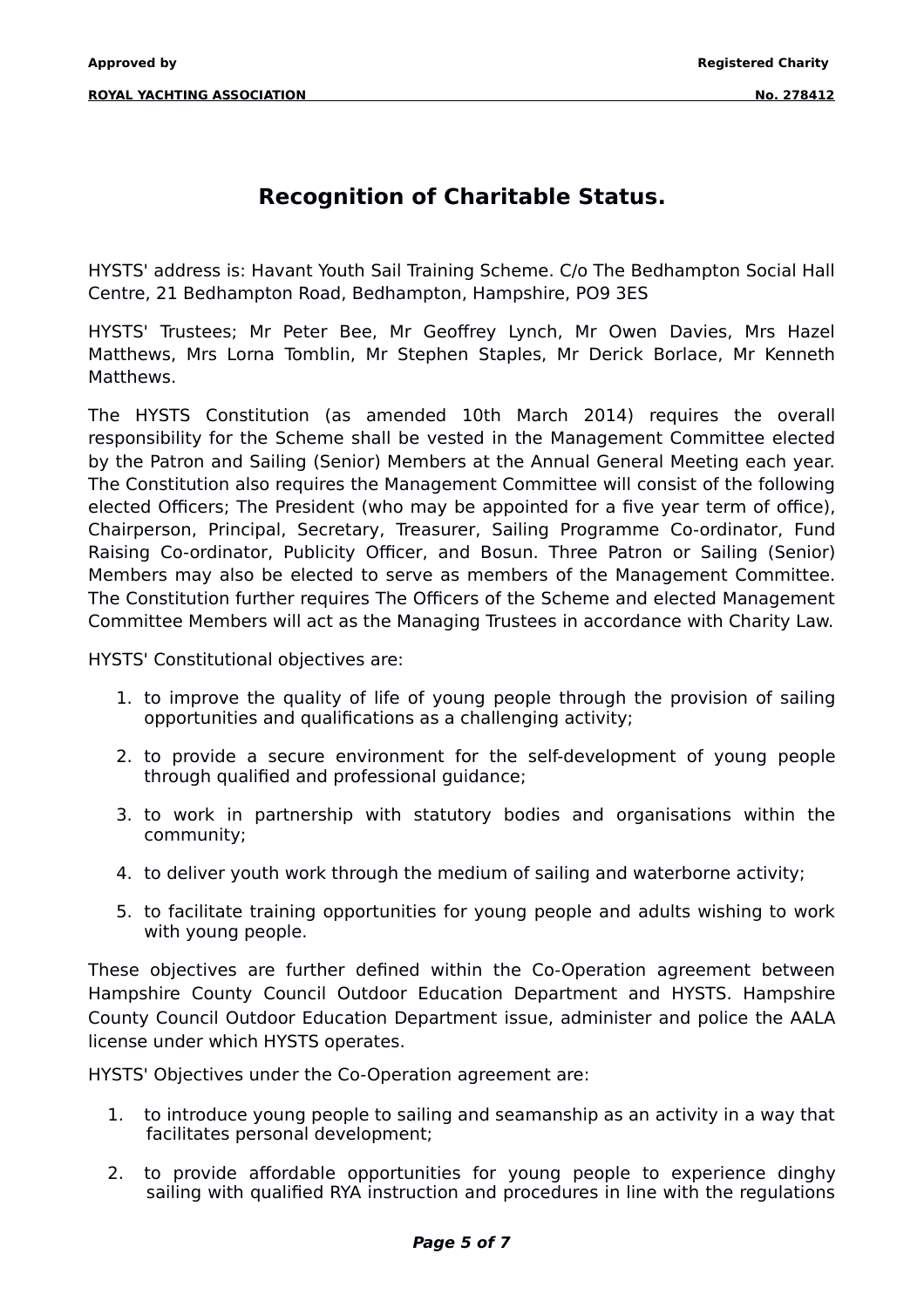# Recognition of Charitable Status.

HYSTS' address is: Havant Youth Sail Training Scheme. C/o The Bedhampton Social Hall Centre, 21 Bedhampton Road, Bedhampton, Hampshire, PO9 3ES

HYSTS' Trustees; Mr Peter Bee, Mr Geoffrey Lynch, Mr Owen Davies, Mrs Hazel Matthews, Mrs Lorna Tomblin, Mr Stephen Staples, Mr Derick Borlace, Mr Kenneth Matthews.

The HYSTS Constitution (as amended 10th March 2014) requires the overall responsibility for the Scheme shall be vested in the Management Committee elected by the Patron and Sailing (Senior) Members at the Annual General Meeting each year. The Constitution also requires the Management Committee will consist of the following elected Officers; The President (who may be appointed for a five year term of office), Chairperson, Principal, Secretary, Treasurer, Sailing Programme Co-ordinator, Fund Raising Co-ordinator, Publicity Officer, and Bosun. Three Patron or Sailing (Senior) Members may also be elected to serve as members of the Management Committee. The Constitution further requires The Officers of the Scheme and elected Management Committee Members will act as the Managing Trustees in accordance with Charity Law.

HYSTS' Constitutional objectives are:

1. to improve the quality of life of young people through the provision of sailing opportunities and qualifications as a challenging activity;
2. to provide a secure environment for the self-development of young people through qualified and professional guidance;
3. to work in partnership with statutory bodies and organisations within the community;
4. to deliver youth work through the medium of sailing and waterborne activity;
5. to facilitate training opportunities for young people and adults wishing to work with young people.

These objectives are further defined within the Co-Operation agreement between Hampshire County Council Outdoor Education Department and HYSTS. Hampshire County Council Outdoor Education Department issue, administer and police the AALA license under which HYSTS operates.

HYSTS' Objectives under the Co-Operation agreement are:

1. to introduce young people to sailing and seamanship as an activity in a way that facilitates personal development;
2. to provide affordable opportunities for young people to experience dinghy sailing with qualified RYA instruction and procedures in line with the regulations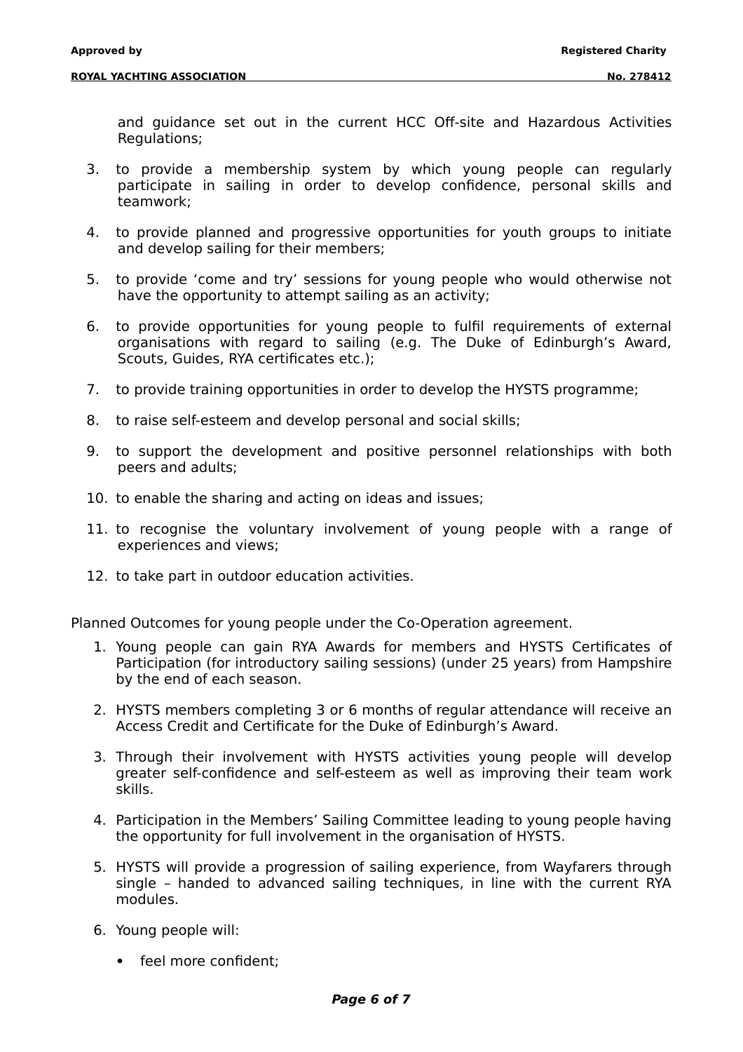and guidance set out in the current HCC Off-site and Hazardous Activities Regulations;

3. to provide a membership system by which young people can regularly participate in sailing in order to develop confidence, personal skills and teamwork;

4. to provide planned and progressive opportunities for youth groups to initiate and develop sailing for their members;

5. to provide 'come and try' sessions for young people who would otherwise not have the opportunity to attempt sailing as an activity;

6. to provide opportunities for young people to fulfil requirements of external organisations with regard to sailing (e.g. The Duke of Edinburgh's Award, Scouts, Guides, RYA certificates etc.);

7. to provide training opportunities in order to develop the HYSTS programme;

8. to raise self-esteem and develop personal and social skills;

9. to support the development and positive personnel relationships with both peers and adults;

10. to enable the sharing and acting on ideas and issues;

11. to recognise the voluntary involvement of young people with a range of experiences and views;

12. to take part in outdoor education activities.

Planned Outcomes for young people under the Co-Operation agreement.

1. Young people can gain RYA Awards for members and HYSTS Certificates of Participation (for introductory sailing sessions) (under 25 years) from Hampshire by the end of each season.

2. HYSTS members completing 3 or 6 months of regular attendance will receive an Access Credit and Certificate for the Duke of Edinburgh's Award.

3. Through their involvement with HYSTS activities young people will develop greater self-confidence and self-esteem as well as improving their team work skills.

4. Participation in the Members' Sailing Committee leading to young people having the opportunity for full involvement in the organisation of HYSTS.

5. HYSTS will provide a progression of sailing experience, from Wayfarers through single – handed to advanced sailing techniques, in line with the current RYA modules.

6. Young people will:

   - feel more confident;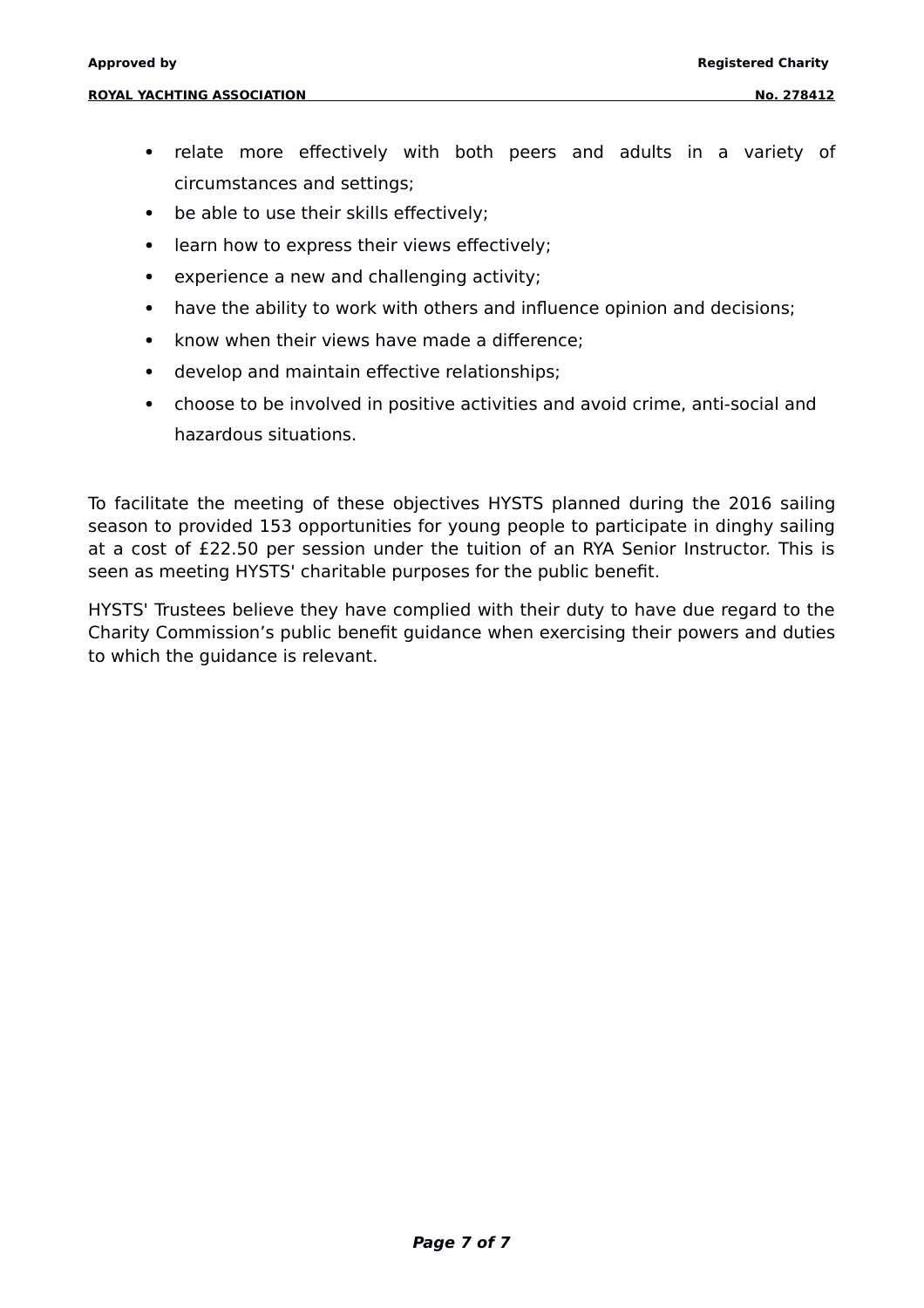- relate more effectively with both peers and adults in a variety of circumstances and settings;
- be able to use their skills effectively;
- learn how to express their views effectively;
- experience a new and challenging activity;
- have the ability to work with others and influence opinion and decisions;
- know when their views have made a difference;
- develop and maintain effective relationships;
- choose to be involved in positive activities and avoid crime, anti-social and hazardous situations.

To facilitate the meeting of these objectives HYSTS planned during the 2016 sailing season to provided 153 opportunities for young people to participate in dinghy sailing at a cost of £22.50 per session under the tuition of an RYA Senior Instructor. This is seen as meeting HYSTS' charitable purposes for the public benefit.

HYSTS' Trustees believe they have complied with their duty to have due regard to the Charity Commission's public benefit guidance when exercising their powers and duties to which the guidance is relevant.